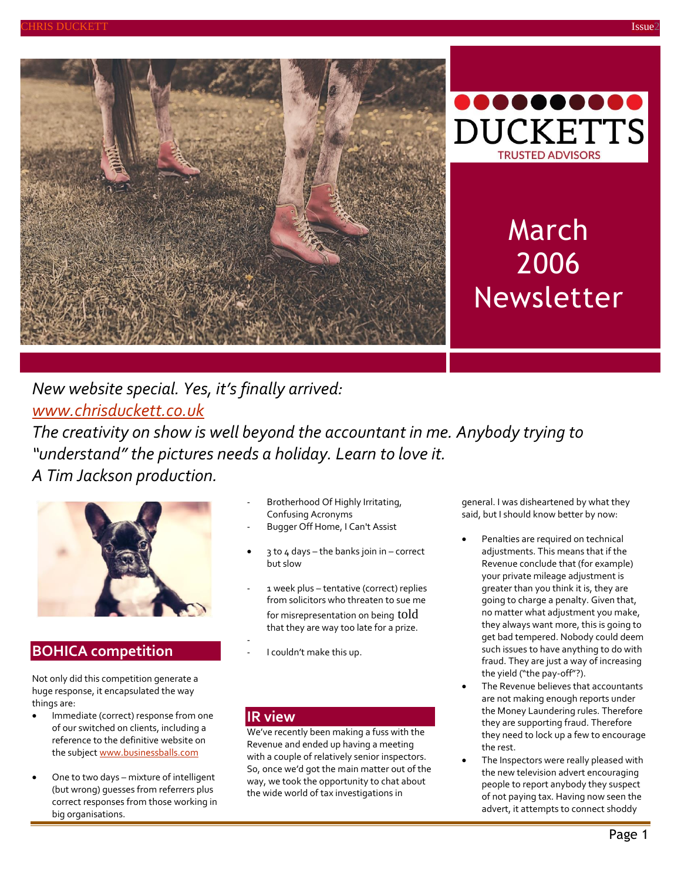DUCKETTS

TRUSTED ADVISORS

# March 2006 Newsletter

*New website special. Yes, it's finally arrived:*
*[www.chrisduckett.co.uk](http://www.chrisduckett.co.uk)*
*The creativity on show is well beyond the accountant in me. Anybody trying to "understand" the pictures needs a holiday. Learn to love it.*
*A Tim Jackson production.*

## BOHICA competition

Not only did this competition generate a huge response, it encapsulated the way things are:

- Immediate (correct) response from one of our switched on clients, including a reference to the definitive website on the subject [www.businessballs.com](http://www.businessballs.com)
- One to two days – mixture of intelligent (but wrong) guesses from referrers plus correct responses from those working in big organisations.
  - Brotherhood Of Highly Irritating, Confusing Acronyms
  - Bugger Off Home, I Can't Assist
- 3 to 4 days – the banks join in – correct but slow
  - 1 week plus – tentative (correct) replies from solicitors who threaten to sue me for misrepresentation on being told that they are way too late for a prize.
  - I couldn't make this up.

## IR view

We've recently been making a fuss with the Revenue and ended up having a meeting with a couple of relatively senior inspectors. So, once we'd got the main matter out of the way, we took the opportunity to chat about the wide world of tax investigations in general. I was disheartened by what they said, but I should know better by now:

- Penalties are required on technical adjustments. This means that if the Revenue conclude that (for example) your private mileage adjustment is greater than you think it is, they are going to charge a penalty. Given that, no matter what adjustment you make, they always want more, this is going to get bad tempered. Nobody could deem such issues to have anything to do with fraud. They are just a way of increasing the yield ("the pay-off"?).
- The Revenue believes that accountants are not making enough reports under the Money Laundering rules. Therefore they are supporting fraud. Therefore they need to lock up a few to encourage the rest.
- The Inspectors were really pleased with the new television advert encouraging people to report anybody they suspect of not paying tax. Having now seen the advert, it attempts to connect shoddy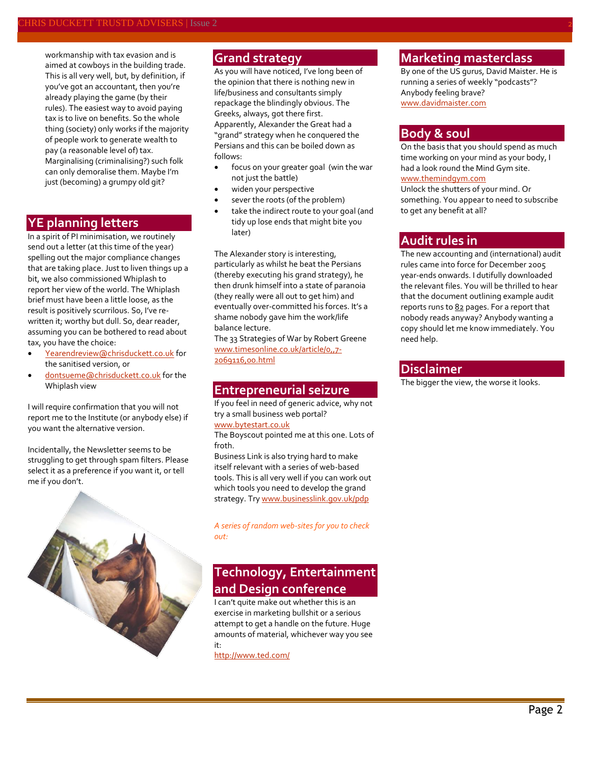workmanship with tax evasion and is aimed at cowboys in the building trade. This is all very well, but, by definition, if you've got an accountant, then you're already playing the game (by their rules). The easiest way to avoid paying tax is to live on benefits. So the whole thing (society) only works if the majority of people work to generate wealth to pay (a reasonable level of) tax. Marginalising (criminalising?) such folk can only demoralise them. Maybe I'm just (becoming) a grumpy old git?

## YE planning letters

In a spirit of PI minimisation, we routinely send out a letter (at this time of the year) spelling out the major compliance changes that are taking place. Just to liven things up a bit, we also commissioned Whiplash to report her view of the world. The Whiplash brief must have been a little loose, as the result is positively scurrilous. So, I've re-written it; worthy but dull. So, dear reader, assuming you can be bothered to read about tax, you have the choice:

- Yearendreview@chrisduckett.co.uk for the sanitised version, or
- dontsueme@chrisduckett.co.uk for the Whiplash view

I will require confirmation that you will not report me to the Institute (or anybody else) if you want the alternative version.

Incidentally, the Newsletter seems to be struggling to get through spam filters. Please select it as a preference if you want it, or tell me if you don't.

## Grand strategy

As you will have noticed, I've long been of the opinion that there is nothing new in life/business and consultants simply repackage the blindingly obvious. The Greeks, always, got there first. Apparently, Alexander the Great had a "grand" strategy when he conquered the Persians and this can be boiled down as follows:

- focus on your greater goal (win the war not just the battle)
- widen your perspective
- sever the roots (of the problem)
- take the indirect route to your goal (and tidy up lose ends that might bite you later)

The Alexander story is interesting, particularly as whilst he beat the Persians (thereby executing his grand strategy), he then drunk himself into a state of paranoia (they really were all out to get him) and eventually over-committed his forces. It's a shame nobody gave him the work/life balance lecture.

The 33 Strategies of War by Robert Greene
www.timesonline.co.uk/article/0,,7-2069116,00.html

## Entrepreneurial seizure

If you feel in need of generic advice, why not try a small business web portal?
www.bytestart.co.uk
The Boyscout pointed me at this one. Lots of froth.

Business Link is also trying hard to make itself relevant with a series of web-based tools. This is all very well if you can work out which tools you need to develop the grand strategy. Try www.businesslink.gov.uk/pdp

*A series of random web-sites for you to check out:*

## Technology, Entertainment and Design conference

I can't quite make out whether this is an exercise in marketing bullshit or a serious attempt to get a handle on the future. Huge amounts of material, whichever way you see it:
http://www.ted.com/

## Marketing masterclass

By one of the US gurus, David Maister. He is running a series of weekly "podcasts"? Anybody feeling brave?
www.davidmaister.com

## Body & soul

On the basis that you should spend as much time working on your mind as your body, I had a look round the Mind Gym site.
www.themindgym.com
Unlock the shutters of your mind. Or something. You appear to need to subscribe to get any benefit at all?

## Audit rules in

The new accounting and (international) audit rules came into force for December 2005 year-ends onwards. I dutifully downloaded the relevant files. You will be thrilled to hear that the document outlining example audit reports runs to 82 pages. For a report that nobody reads anyway? Anybody wanting a copy should let me know immediately. You need help.

## Disclaimer

The bigger the view, the worse it looks.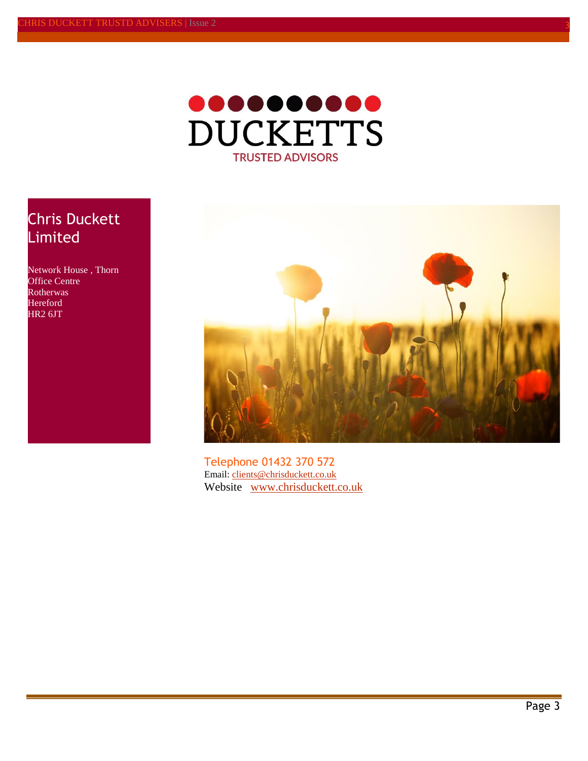DUCKETTS

TRUSTED ADVISORS

## Chris Duckett Limited

Network House , Thorn Office Centre
Rotherwas
Hereford
HR2 6JT

Telephone 01432 370 572
Email: clients@chrisduckett.co.uk
Website www.chrisduckett.co.uk